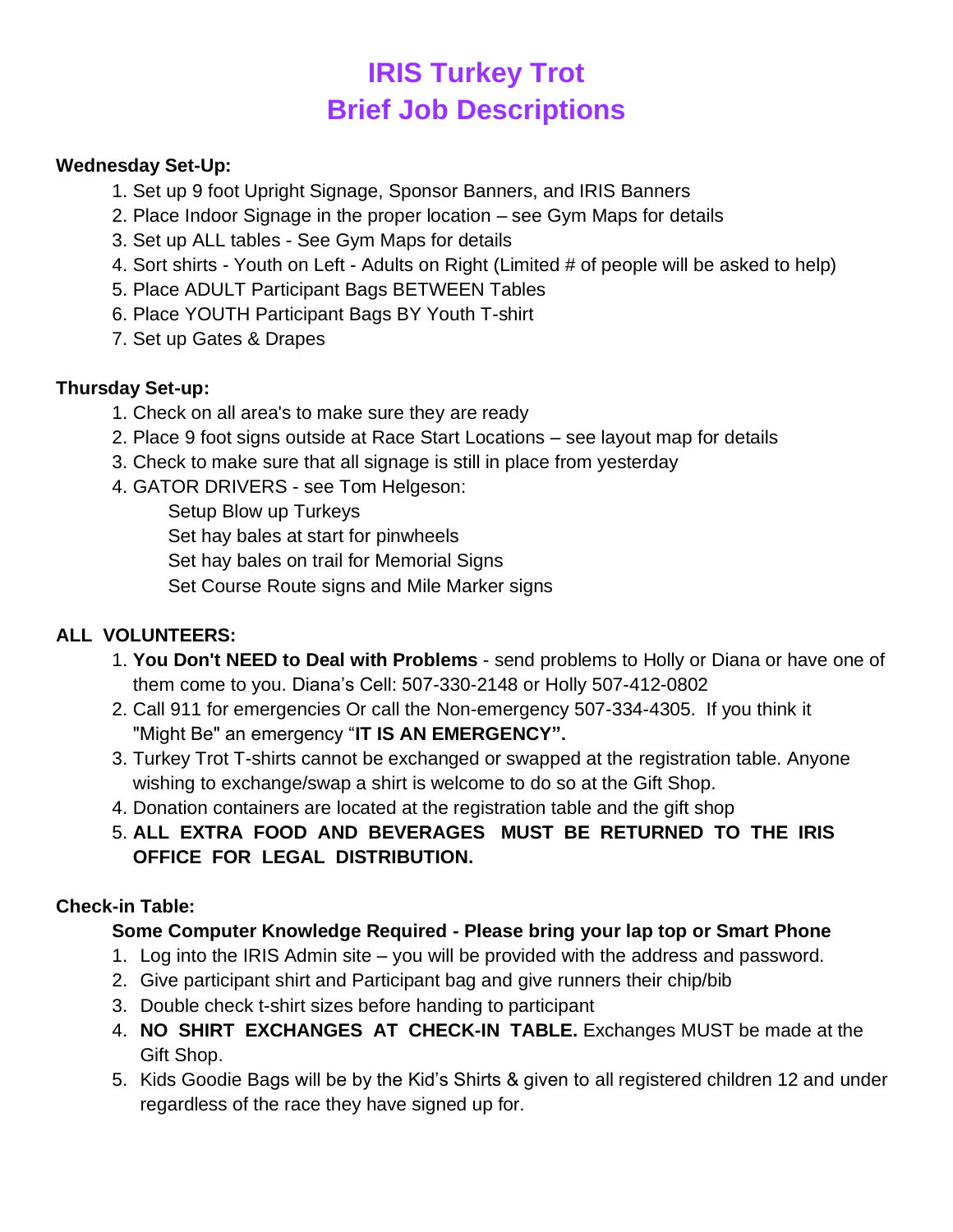# IRIS Turkey Trot
# Brief Job Descriptions

**Wednesday Set-Up:**

1. Set up 9 foot Upright Signage, Sponsor Banners, and IRIS Banners
2. Place Indoor Signage in the proper location – see Gym Maps for details
3. Set up ALL tables - See Gym Maps for details
4. Sort shirts - Youth on Left - Adults on Right (Limited # of people will be asked to help)
5. Place ADULT Participant Bags BETWEEN Tables
6. Place YOUTH Participant Bags BY Youth T-shirt
7. Set up Gates & Drapes

**Thursday Set-up:**

1. Check on all area's to make sure they are ready
2. Place 9 foot signs outside at Race Start Locations – see layout map for details
3. Check to make sure that all signage is still in place from yesterday
4. GATOR DRIVERS - see Tom Helgeson:
   - Setup Blow up Turkeys
   - Set hay bales at start for pinwheels
   - Set hay bales on trail for Memorial Signs
   - Set Course Route signs and Mile Marker signs

**ALL VOLUNTEERS:**

1. **You Don't NEED to Deal with Problems** - send problems to Holly or Diana or have one of them come to you. Diana's Cell: 507-330-2148 or Holly 507-412-0802
2. Call 911 for emergencies Or call the Non-emergency 507-334-4305. If you think it "Might Be" an emergency "**IT IS AN EMERGENCY".**
3. Turkey Trot T-shirts cannot be exchanged or swapped at the registration table. Anyone wishing to exchange/swap a shirt is welcome to do so at the Gift Shop.
4. Donation containers are located at the registration table and the gift shop
5. **ALL EXTRA FOOD AND BEVERAGES MUST BE RETURNED TO THE IRIS OFFICE FOR LEGAL DISTRIBUTION.**

**Check-in Table:**

**Some Computer Knowledge Required - Please bring your lap top or Smart Phone**

1. Log into the IRIS Admin site – you will be provided with the address and password.
2. Give participant shirt and Participant bag and give runners their chip/bib
3. Double check t-shirt sizes before handing to participant
4. **NO SHIRT EXCHANGES AT CHECK-IN TABLE.** Exchanges MUST be made at the Gift Shop.
5. Kids Goodie Bags will be by the Kid's Shirts & given to all registered children 12 and under regardless of the race they have signed up for.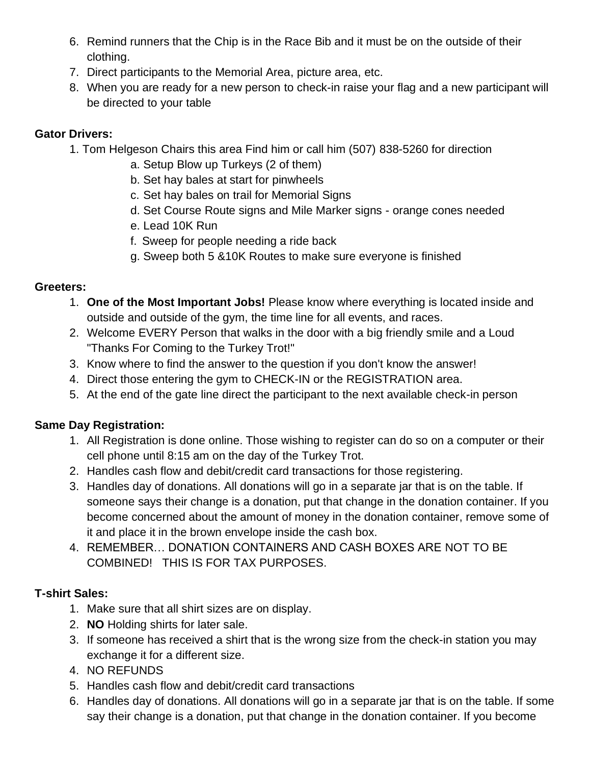6. Remind runners that the Chip is in the Race Bib and it must be on the outside of their clothing.
7. Direct participants to the Memorial Area, picture area, etc.
8. When you are ready for a new person to check-in raise your flag and a new participant will be directed to your table

**Gator Drivers:**

1. Tom Helgeson Chairs this area Find him or call him (507) 838-5260 for direction
    a. Setup Blow up Turkeys (2 of them)
    b. Set hay bales at start for pinwheels
    c. Set hay bales on trail for Memorial Signs
    d. Set Course Route signs and Mile Marker signs - orange cones needed
    e. Lead 10K Run
    f. Sweep for people needing a ride back
    g. Sweep both 5 &10K Routes to make sure everyone is finished

**Greeters:**

1. **One of the Most Important Jobs!** Please know where everything is located inside and outside and outside of the gym, the time line for all events, and races.
2. Welcome EVERY Person that walks in the door with a big friendly smile and a Loud "Thanks For Coming to the Turkey Trot!"
3. Know where to find the answer to the question if you don't know the answer!
4. Direct those entering the gym to CHECK-IN or the REGISTRATION area.
5. At the end of the gate line direct the participant to the next available check-in person

**Same Day Registration:**

1. All Registration is done online. Those wishing to register can do so on a computer or their cell phone until 8:15 am on the day of the Turkey Trot.
2. Handles cash flow and debit/credit card transactions for those registering.
3. Handles day of donations. All donations will go in a separate jar that is on the table. If someone says their change is a donation, put that change in the donation container. If you become concerned about the amount of money in the donation container, remove some of it and place it in the brown envelope inside the cash box.
4. REMEMBER… DONATION CONTAINERS AND CASH BOXES ARE NOT TO BE COMBINED! THIS IS FOR TAX PURPOSES.

**T-shirt Sales:**

1. Make sure that all shirt sizes are on display.
2. **NO** Holding shirts for later sale.
3. If someone has received a shirt that is the wrong size from the check-in station you may exchange it for a different size.
4. NO REFUNDS
5. Handles cash flow and debit/credit card transactions
6. Handles day of donations. All donations will go in a separate jar that is on the table. If some say their change is a donation, put that change in the donation container. If you become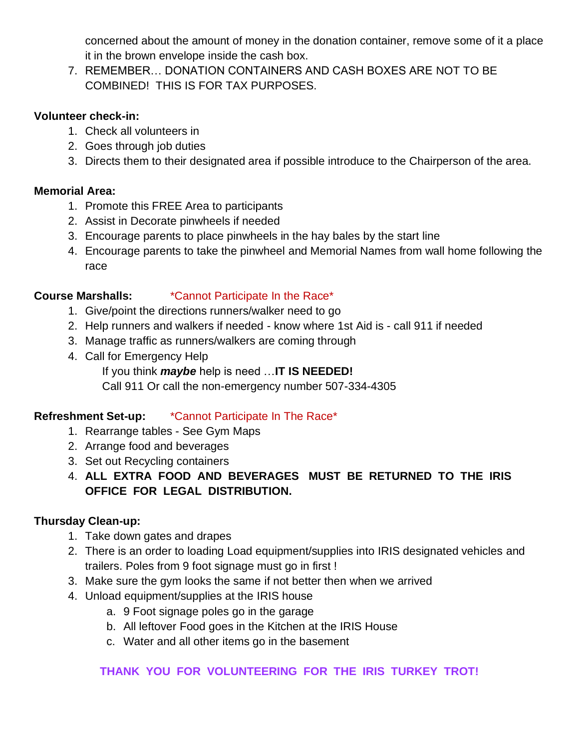concerned about the amount of money in the donation container, remove some of it a place it in the brown envelope inside the cash box.

7. REMEMBER… DONATION CONTAINERS AND CASH BOXES ARE NOT TO BE COMBINED! THIS IS FOR TAX PURPOSES.

**Volunteer check-in:**

1. Check all volunteers in
2. Goes through job duties
3. Directs them to their designated area if possible introduce to the Chairperson of the area.

**Memorial Area:**

1. Promote this FREE Area to participants
2. Assist in Decorate pinwheels if needed
3. Encourage parents to place pinwheels in the hay bales by the start line
4. Encourage parents to take the pinwheel and Memorial Names from wall home following the race

**Course Marshalls:** *Cannot Participate In the Race*

1. Give/point the directions runners/walker need to go
2. Help runners and walkers if needed - know where 1st Aid is - call 911 if needed
3. Manage traffic as runners/walkers are coming through
4. Call for Emergency Help

   If you think ***maybe*** help is need …**IT IS NEEDED!**

   Call 911 Or call the non-emergency number 507-334-4305

**Refreshment Set-up:** *Cannot Participate In The Race*

1. Rearrange tables - See Gym Maps
2. Arrange food and beverages
3. Set out Recycling containers
4. **ALL EXTRA FOOD AND BEVERAGES MUST BE RETURNED TO THE IRIS OFFICE FOR LEGAL DISTRIBUTION.**

**Thursday Clean-up:**

1. Take down gates and drapes
2. There is an order to loading Load equipment/supplies into IRIS designated vehicles and trailers. Poles from 9 foot signage must go in first !
3. Make sure the gym looks the same if not better then when we arrived
4. Unload equipment/supplies at the IRIS house
   a. 9 Foot signage poles go in the garage
   b. All leftover Food goes in the Kitchen at the IRIS House
   c. Water and all other items go in the basement

**THANK YOU FOR VOLUNTEERING FOR THE IRIS TURKEY TROT!**